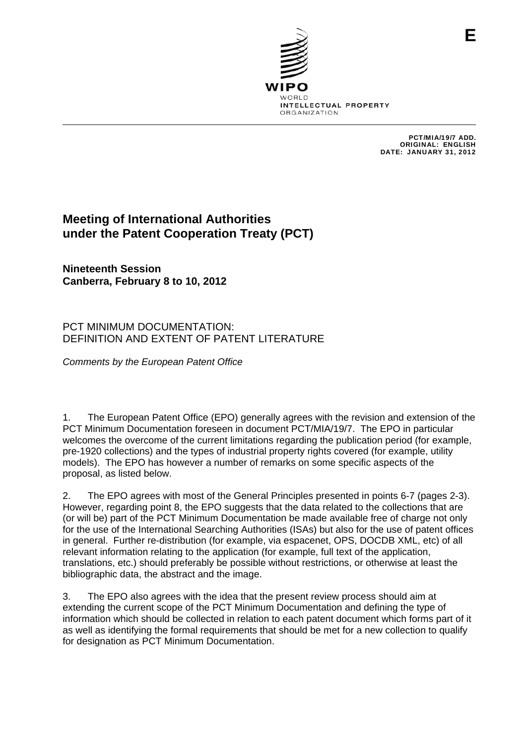E

WIPO
WORLD
INTELLECTUAL PROPERTY
ORGANIZATION

PCT/MIA/19/7 ADD.
ORIGINAL: ENGLISH
DATE: JANUARY 31, 2012

# Meeting of International Authorities under the Patent Cooperation Treaty (PCT)

**Nineteenth Session**
**Canberra, February 8 to 10, 2012**

## PCT MINIMUM DOCUMENTATION: DEFINITION AND EXTENT OF PATENT LITERATURE

*Comments by the European Patent Office*

1. The European Patent Office (EPO) generally agrees with the revision and extension of the PCT Minimum Documentation foreseen in document PCT/MIA/19/7. The EPO in particular welcomes the overcome of the current limitations regarding the publication period (for example, pre-1920 collections) and the types of industrial property rights covered (for example, utility models). The EPO has however a number of remarks on some specific aspects of the proposal, as listed below.

2. The EPO agrees with most of the General Principles presented in points 6-7 (pages 2-3). However, regarding point 8, the EPO suggests that the data related to the collections that are (or will be) part of the PCT Minimum Documentation be made available free of charge not only for the use of the International Searching Authorities (ISAs) but also for the use of patent offices in general. Further re-distribution (for example, via espacenet, OPS, DOCDB XML, etc) of all relevant information relating to the application (for example, full text of the application, translations, etc.) should preferably be possible without restrictions, or otherwise at least the bibliographic data, the abstract and the image.

3. The EPO also agrees with the idea that the present review process should aim at extending the current scope of the PCT Minimum Documentation and defining the type of information which should be collected in relation to each patent document which forms part of it as well as identifying the formal requirements that should be met for a new collection to qualify for designation as PCT Minimum Documentation.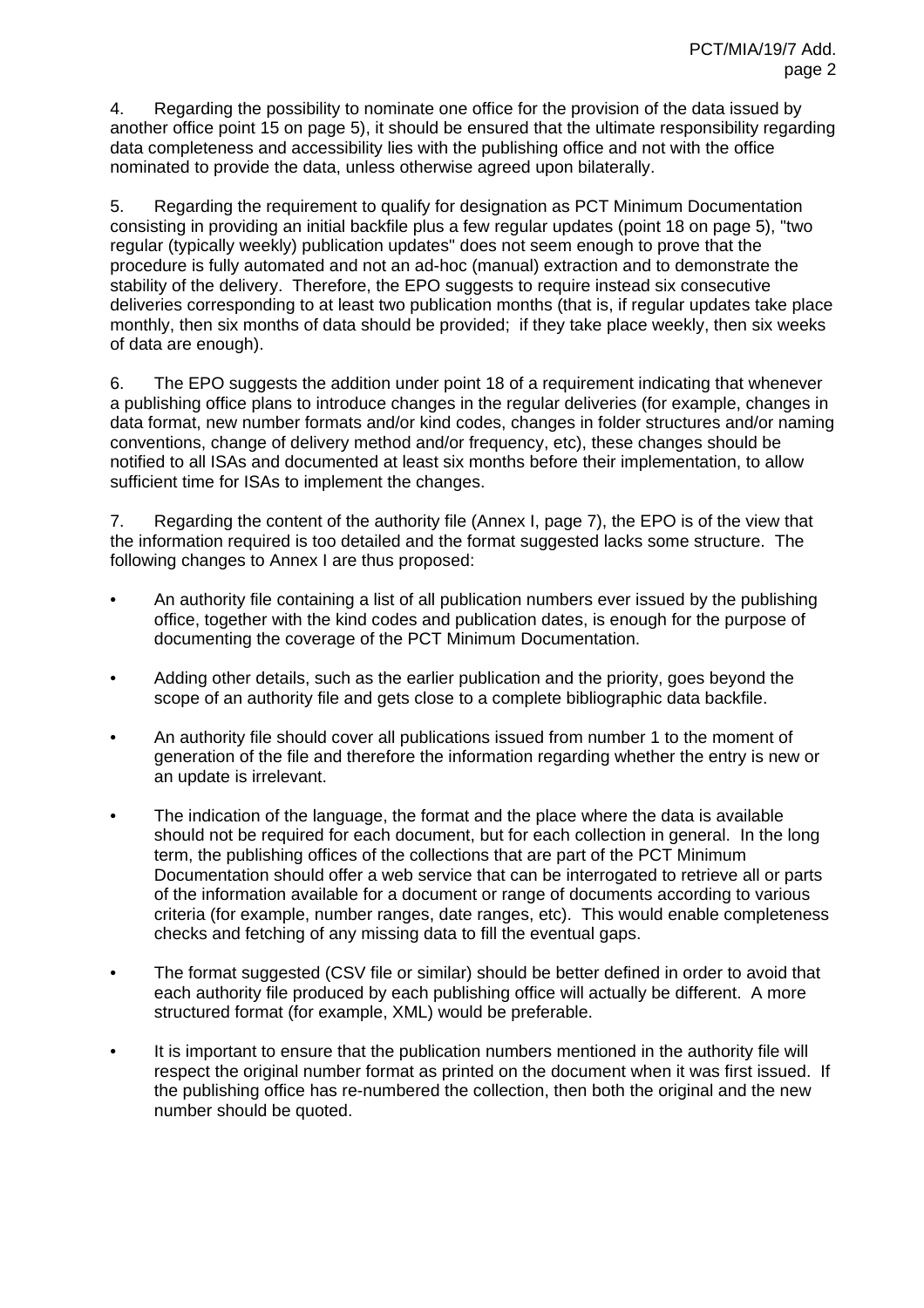4. Regarding the possibility to nominate one office for the provision of the data issued by another office point 15 on page 5), it should be ensured that the ultimate responsibility regarding data completeness and accessibility lies with the publishing office and not with the office nominated to provide the data, unless otherwise agreed upon bilaterally.

5. Regarding the requirement to qualify for designation as PCT Minimum Documentation consisting in providing an initial backfile plus a few regular updates (point 18 on page 5), "two regular (typically weekly) publication updates" does not seem enough to prove that the procedure is fully automated and not an ad-hoc (manual) extraction and to demonstrate the stability of the delivery. Therefore, the EPO suggests to require instead six consecutive deliveries corresponding to at least two publication months (that is, if regular updates take place monthly, then six months of data should be provided; if they take place weekly, then six weeks of data are enough).

6. The EPO suggests the addition under point 18 of a requirement indicating that whenever a publishing office plans to introduce changes in the regular deliveries (for example, changes in data format, new number formats and/or kind codes, changes in folder structures and/or naming conventions, change of delivery method and/or frequency, etc), these changes should be notified to all ISAs and documented at least six months before their implementation, to allow sufficient time for ISAs to implement the changes.

7. Regarding the content of the authority file (Annex I, page 7), the EPO is of the view that the information required is too detailed and the format suggested lacks some structure. The following changes to Annex I are thus proposed:

- An authority file containing a list of all publication numbers ever issued by the publishing office, together with the kind codes and publication dates, is enough for the purpose of documenting the coverage of the PCT Minimum Documentation.

- Adding other details, such as the earlier publication and the priority, goes beyond the scope of an authority file and gets close to a complete bibliographic data backfile.

- An authority file should cover all publications issued from number 1 to the moment of generation of the file and therefore the information regarding whether the entry is new or an update is irrelevant.

- The indication of the language, the format and the place where the data is available should not be required for each document, but for each collection in general. In the long term, the publishing offices of the collections that are part of the PCT Minimum Documentation should offer a web service that can be interrogated to retrieve all or parts of the information available for a document or range of documents according to various criteria (for example, number ranges, date ranges, etc). This would enable completeness checks and fetching of any missing data to fill the eventual gaps.

- The format suggested (CSV file or similar) should be better defined in order to avoid that each authority file produced by each publishing office will actually be different. A more structured format (for example, XML) would be preferable.

- It is important to ensure that the publication numbers mentioned in the authority file will respect the original number format as printed on the document when it was first issued. If the publishing office has re-numbered the collection, then both the original and the new number should be quoted.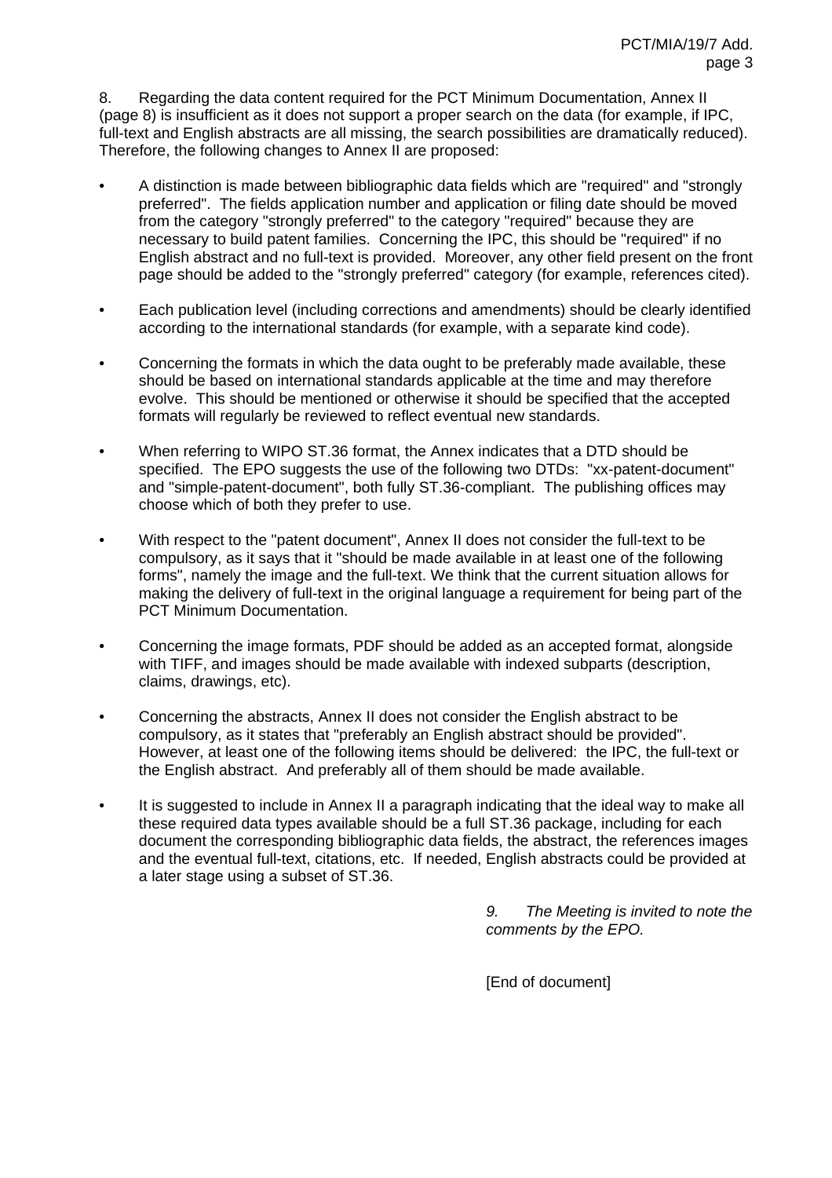8. Regarding the data content required for the PCT Minimum Documentation, Annex II (page 8) is insufficient as it does not support a proper search on the data (for example, if IPC, full-text and English abstracts are all missing, the search possibilities are dramatically reduced). Therefore, the following changes to Annex II are proposed:

- A distinction is made between bibliographic data fields which are "required" and "strongly preferred". The fields application number and application or filing date should be moved from the category "strongly preferred" to the category "required" because they are necessary to build patent families. Concerning the IPC, this should be "required" if no English abstract and no full-text is provided. Moreover, any other field present on the front page should be added to the "strongly preferred" category (for example, references cited).

- Each publication level (including corrections and amendments) should be clearly identified according to the international standards (for example, with a separate kind code).

- Concerning the formats in which the data ought to be preferably made available, these should be based on international standards applicable at the time and may therefore evolve. This should be mentioned or otherwise it should be specified that the accepted formats will regularly be reviewed to reflect eventual new standards.

- When referring to WIPO ST.36 format, the Annex indicates that a DTD should be specified. The EPO suggests the use of the following two DTDs: "xx-patent-document" and "simple-patent-document", both fully ST.36-compliant. The publishing offices may choose which of both they prefer to use.

- With respect to the "patent document", Annex II does not consider the full-text to be compulsory, as it says that it "should be made available in at least one of the following forms", namely the image and the full-text. We think that the current situation allows for making the delivery of full-text in the original language a requirement for being part of the PCT Minimum Documentation.

- Concerning the image formats, PDF should be added as an accepted format, alongside with TIFF, and images should be made available with indexed subparts (description, claims, drawings, etc).

- Concerning the abstracts, Annex II does not consider the English abstract to be compulsory, as it states that "preferably an English abstract should be provided". However, at least one of the following items should be delivered: the IPC, the full-text or the English abstract. And preferably all of them should be made available.

- It is suggested to include in Annex II a paragraph indicating that the ideal way to make all these required data types available should be a full ST.36 package, including for each document the corresponding bibliographic data fields, the abstract, the references images and the eventual full-text, citations, etc. If needed, English abstracts could be provided at a later stage using a subset of ST.36.

*9. The Meeting is invited to note the comments by the EPO.*

[End of document]